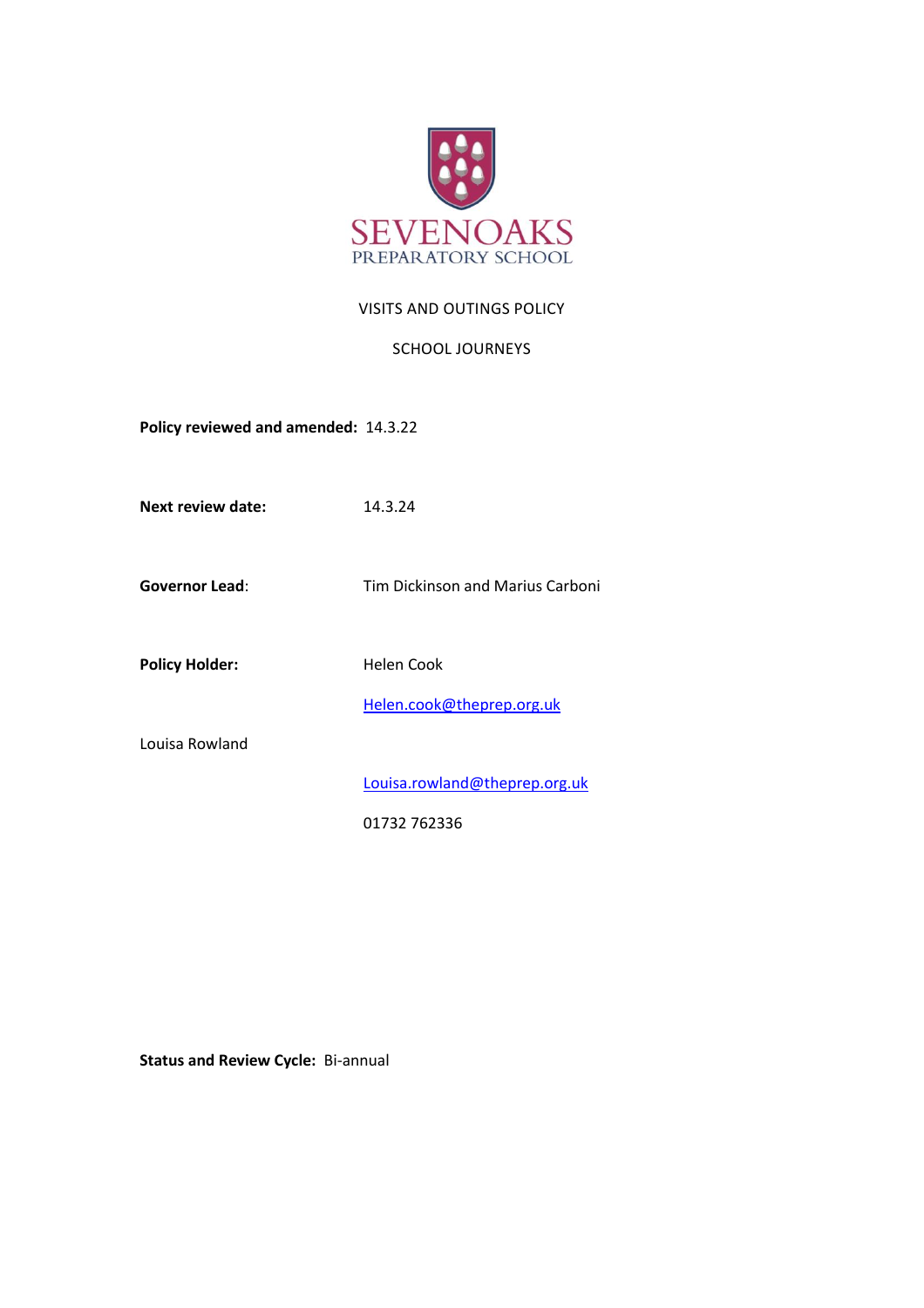SEVENOAKS
PREPARATORY SCHOOL

# VISITS AND OUTINGS POLICY

## SCHOOL JOURNEYS

**Policy reviewed and amended:** 14.3.22

**Next review date:** 14.3.24

**Governor Lead**: Tim Dickinson and Marius Carboni

**Policy Holder:** Helen Cook

Helen.cook@theprep.org.uk

Louisa Rowland

Louisa.rowland@theprep.org.uk

01732 762336

**Status and Review Cycle:** Bi-annual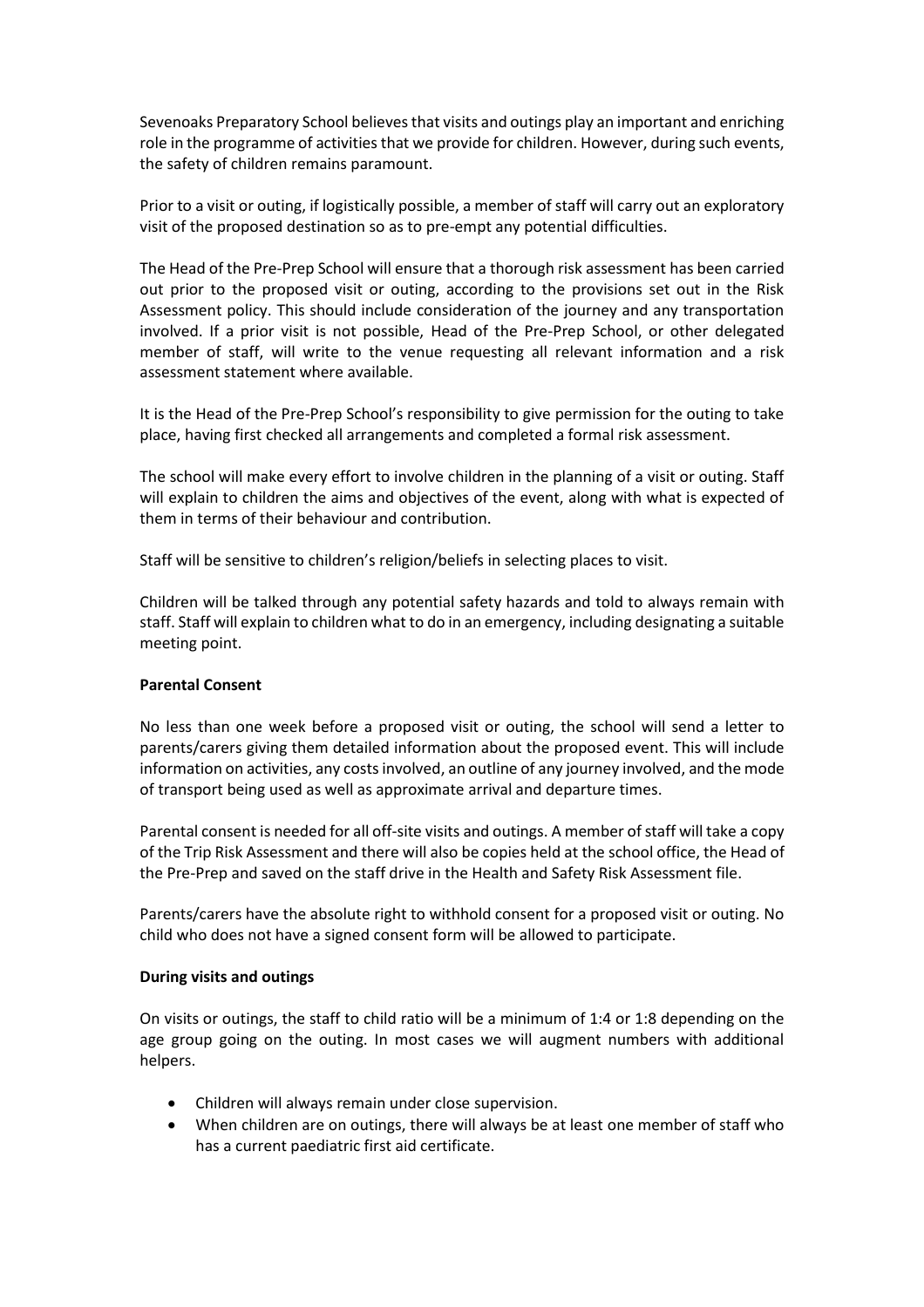Sevenoaks Preparatory School believes that visits and outings play an important and enriching role in the programme of activities that we provide for children. However, during such events, the safety of children remains paramount.

Prior to a visit or outing, if logistically possible, a member of staff will carry out an exploratory visit of the proposed destination so as to pre-empt any potential difficulties.

The Head of the Pre-Prep School will ensure that a thorough risk assessment has been carried out prior to the proposed visit or outing, according to the provisions set out in the Risk Assessment policy. This should include consideration of the journey and any transportation involved. If a prior visit is not possible, Head of the Pre-Prep School, or other delegated member of staff, will write to the venue requesting all relevant information and a risk assessment statement where available.

It is the Head of the Pre-Prep School's responsibility to give permission for the outing to take place, having first checked all arrangements and completed a formal risk assessment.

The school will make every effort to involve children in the planning of a visit or outing. Staff will explain to children the aims and objectives of the event, along with what is expected of them in terms of their behaviour and contribution.

Staff will be sensitive to children's religion/beliefs in selecting places to visit.

Children will be talked through any potential safety hazards and told to always remain with staff. Staff will explain to children what to do in an emergency, including designating a suitable meeting point.

**Parental Consent**

No less than one week before a proposed visit or outing, the school will send a letter to parents/carers giving them detailed information about the proposed event. This will include information on activities, any costs involved, an outline of any journey involved, and the mode of transport being used as well as approximate arrival and departure times.

Parental consent is needed for all off-site visits and outings. A member of staff will take a copy of the Trip Risk Assessment and there will also be copies held at the school office, the Head of the Pre-Prep and saved on the staff drive in the Health and Safety Risk Assessment file.

Parents/carers have the absolute right to withhold consent for a proposed visit or outing. No child who does not have a signed consent form will be allowed to participate.

**During visits and outings**

On visits or outings, the staff to child ratio will be a minimum of 1:4 or 1:8 depending on the age group going on the outing. In most cases we will augment numbers with additional helpers.

- Children will always remain under close supervision.
- When children are on outings, there will always be at least one member of staff who has a current paediatric first aid certificate.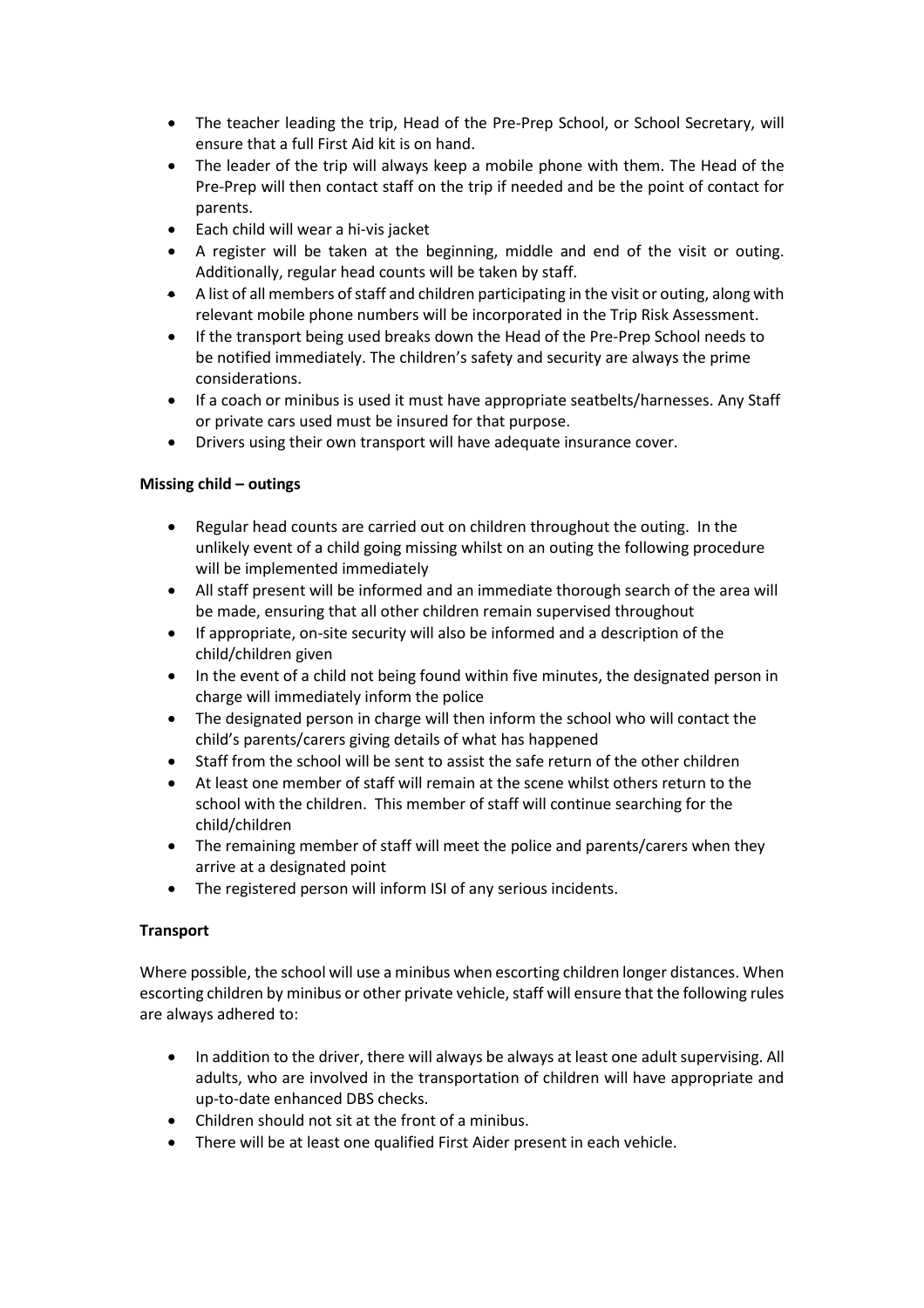- The teacher leading the trip, Head of the Pre-Prep School, or School Secretary, will ensure that a full First Aid kit is on hand.
- The leader of the trip will always keep a mobile phone with them. The Head of the Pre-Prep will then contact staff on the trip if needed and be the point of contact for parents.
- Each child will wear a hi-vis jacket
- A register will be taken at the beginning, middle and end of the visit or outing. Additionally, regular head counts will be taken by staff.
- A list of all members of staff and children participating in the visit or outing, along with relevant mobile phone numbers will be incorporated in the Trip Risk Assessment.
- If the transport being used breaks down the Head of the Pre-Prep School needs to be notified immediately. The children's safety and security are always the prime considerations.
- If a coach or minibus is used it must have appropriate seatbelts/harnesses. Any Staff or private cars used must be insured for that purpose.
- Drivers using their own transport will have adequate insurance cover.

**Missing child – outings**

- Regular head counts are carried out on children throughout the outing. In the unlikely event of a child going missing whilst on an outing the following procedure will be implemented immediately
- All staff present will be informed and an immediate thorough search of the area will be made, ensuring that all other children remain supervised throughout
- If appropriate, on-site security will also be informed and a description of the child/children given
- In the event of a child not being found within five minutes, the designated person in charge will immediately inform the police
- The designated person in charge will then inform the school who will contact the child's parents/carers giving details of what has happened
- Staff from the school will be sent to assist the safe return of the other children
- At least one member of staff will remain at the scene whilst others return to the school with the children. This member of staff will continue searching for the child/children
- The remaining member of staff will meet the police and parents/carers when they arrive at a designated point
- The registered person will inform ISI of any serious incidents.

**Transport**

Where possible, the school will use a minibus when escorting children longer distances. When escorting children by minibus or other private vehicle, staff will ensure that the following rules are always adhered to:

- In addition to the driver, there will always be always at least one adult supervising. All adults, who are involved in the transportation of children will have appropriate and up-to-date enhanced DBS checks.
- Children should not sit at the front of a minibus.
- There will be at least one qualified First Aider present in each vehicle.